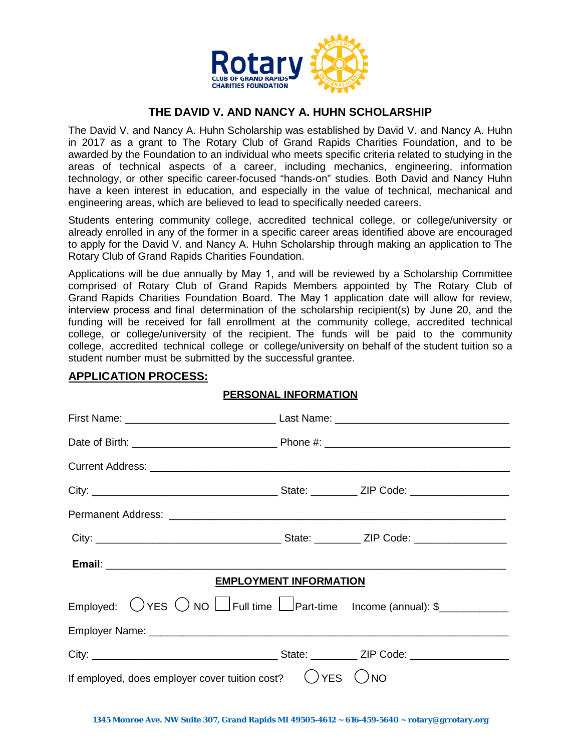Rotary
CLUB OF GRAND RAPIDS
CHARITIES FOUNDATION

# THE DAVID V. AND NANCY A. HUHN SCHOLARSHIP

The David V. and Nancy A. Huhn Scholarship was established by David V. and Nancy A. Huhn in 2017 as a grant to The Rotary Club of Grand Rapids Charities Foundation, and to be awarded by the Foundation to an individual who meets specific criteria related to studying in the areas of technical aspects of a career, including mechanics, engineering, information technology, or other specific career-focused "hands-on" studies. Both David and Nancy Huhn have a keen interest in education, and especially in the value of technical, mechanical and engineering areas, which are believed to lead to specifically needed careers.

Students entering community college, accredited technical college, or college/university or already enrolled in any of the former in a specific career areas identified above are encouraged to apply for the David V. and Nancy A. Huhn Scholarship through making an application to The Rotary Club of Grand Rapids Charities Foundation.

Applications will be due annually by May 1, and will be reviewed by a Scholarship Committee comprised of Rotary Club of Grand Rapids Members appointed by The Rotary Club of Grand Rapids Charities Foundation Board. The May 1 application date will allow for review, interview process and final determination of the scholarship recipient(s) by June 20, and the funding will be received for fall enrollment at the community college, accredited technical college, or college/university of the recipient. The funds will be paid to the community college, accredited technical college or college/university on behalf of the student tuition so a student number must be submitted by the successful grantee.

## APPLICATION PROCESS:

### PERSONAL INFORMATION

First Name: ________________________ Last Name: ____________________________

Date of Birth: ________________________ Phone #: ______________________________

Current Address: ____________________________________________________________

City: ______________________________ State: ________ ZIP Code: ________________

Permanent Address: _________________________________________________________

City: ______________________________ State: ________ ZIP Code: ________________

**Email**: ___________________________________________________________________

### EMPLOYMENT INFORMATION

Employed: ◯ YES ◯ NO ☐ Full time ☐ Part-time Income (annual): $___________

Employer Name: _____________________________________________________________

City: ______________________________ State: ________ ZIP Code: ________________

If employed, does employer cover tuition cost? ◯ YES ◯ NO

1345 Monroe Ave. NW Suite 307, Grand Rapids MI 49505-4612 ~ 616-459-5640 ~ rotary@grrotary.org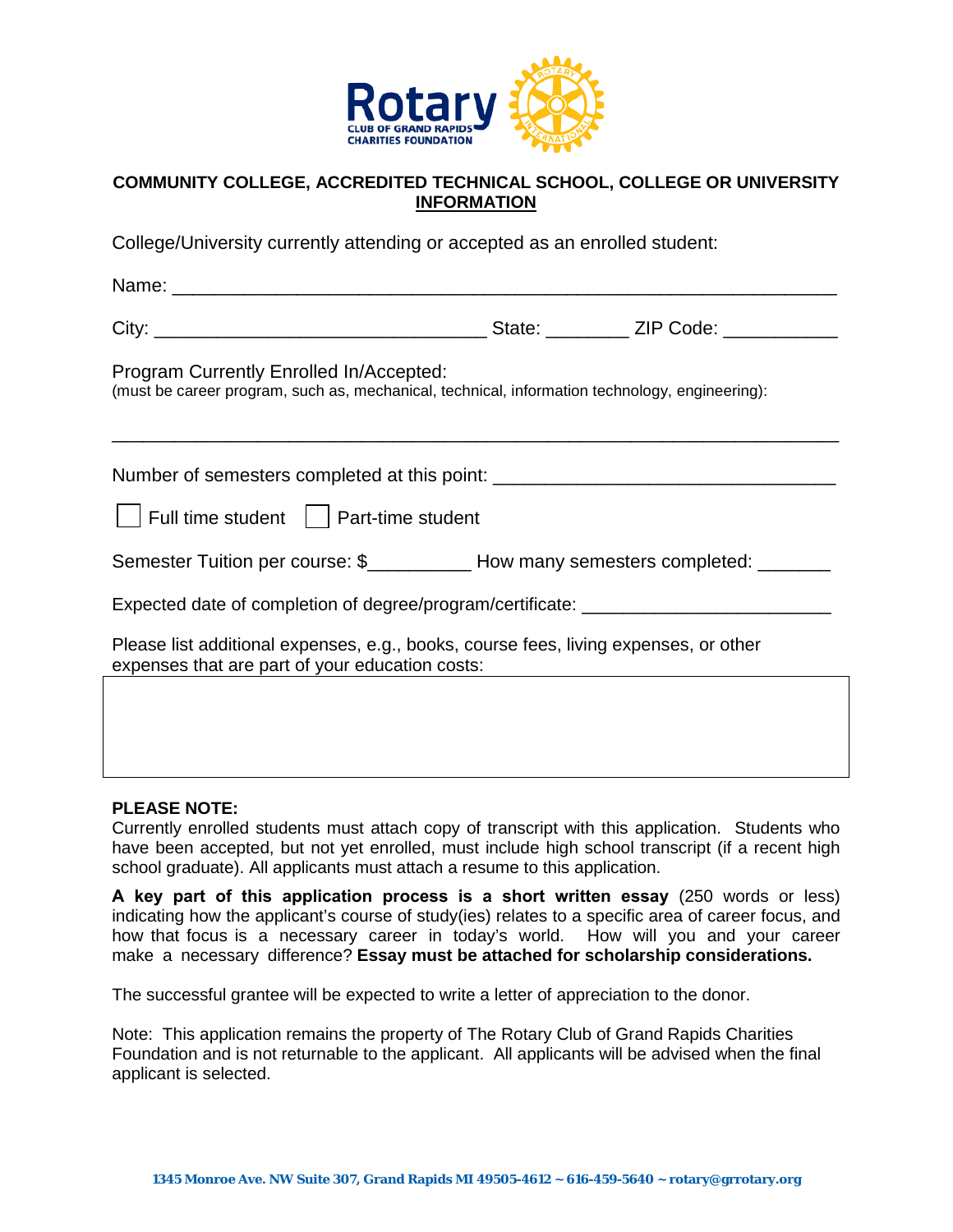## COMMUNITY COLLEGE, ACCREDITED TECHNICAL SCHOOL, COLLEGE OR UNIVERSITY INFORMATION

College/University currently attending or accepted as an enrolled student:

Name: ___________________________________________________________

City: _______________________________ State: ________ ZIP Code: ___________

Program Currently Enrolled In/Accepted:
(must be career program, such as, mechanical, technical, information technology, engineering):

_____________________________________________________________________

Number of semesters completed at this point: ________________________________

☐ Full time student ☐ Part-time student

Semester Tuition per course: $__________ How many semesters completed: _______

Expected date of completion of degree/program/certificate: _______________________

Please list additional expenses, e.g., books, course fees, living expenses, or other expenses that are part of your education costs:

**PLEASE NOTE:**
Currently enrolled students must attach copy of transcript with this application. Students who have been accepted, but not yet enrolled, must include high school transcript (if a recent high school graduate). All applicants must attach a resume to this application.

**A key part of this application process is a short written essay** (250 words or less) indicating how the applicant's course of study(ies) relates to a specific area of career focus, and how that focus is a necessary career in today's world. How will you and your career make a necessary difference? **Essay must be attached for scholarship considerations.**

The successful grantee will be expected to write a letter of appreciation to the donor.

Note: This application remains the property of The Rotary Club of Grand Rapids Charities Foundation and is not returnable to the applicant. All applicants will be advised when the final applicant is selected.

1345 Monroe Ave. NW Suite 307, Grand Rapids MI 49505-4612 ~ 616-459-5640 ~ rotary@grrotary.org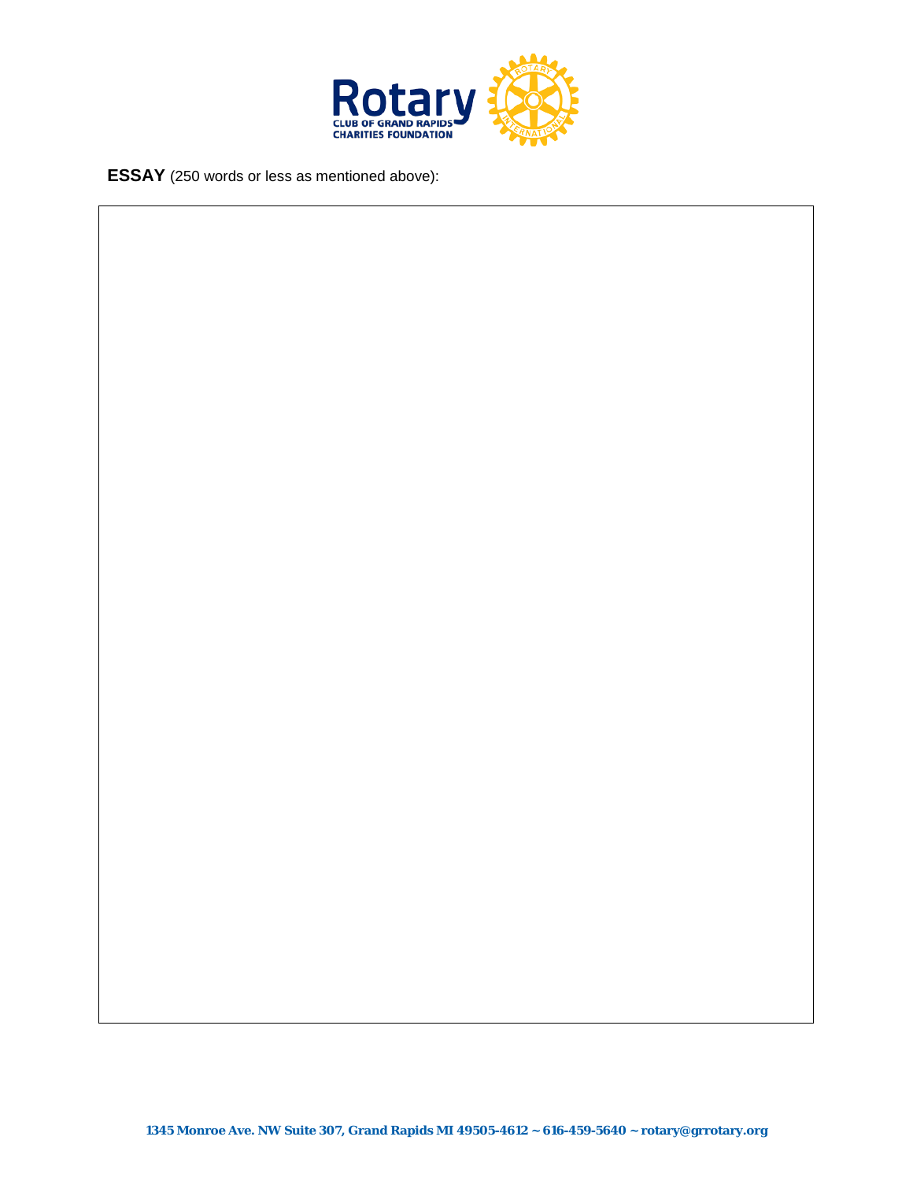**ESSAY** (250 words or less as mentioned above):

1345 Monroe Ave. NW Suite 307, Grand Rapids MI 49505-4612 ~ 616-459-5640 ~ rotary@grrotary.org